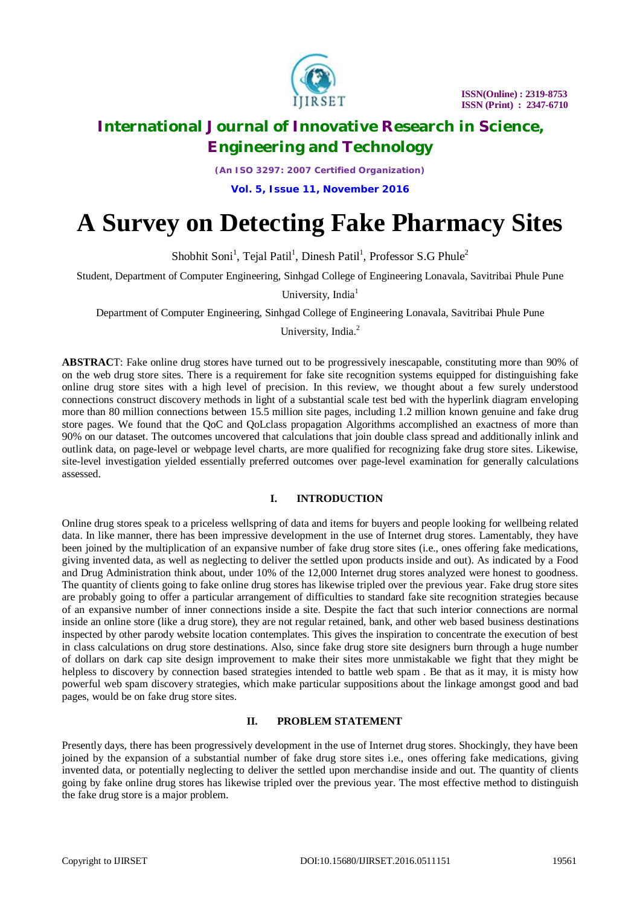# A Survey on Detecting Fake Pharmacy Sites

Shobhit Soni[1], Tejal Patil[1], Dinesh Patil[1], Professor S.G Phule[2]

Student, Department of Computer Engineering, Sinhgad College of Engineering Lonavala, Savitribai Phule Pune University, India[1]

Department of Computer Engineering, Sinhgad College of Engineering Lonavala, Savitribai Phule Pune University, India.[2]

**ABSTRACT**: Fake online drug stores have turned out to be progressively inescapable, constituting more than 90% of on the web drug store sites. There is a requirement for fake site recognition systems equipped for distinguishing fake online drug store sites with a high level of precision. In this review, we thought about a few surely understood connections construct discovery methods in light of a substantial scale test bed with the hyperlink diagram enveloping more than 80 million connections between 15.5 million site pages, including 1.2 million known genuine and fake drug store pages. We found that the QoC and QoLclass propagation Algorithms accomplished an exactness of more than 90% on our dataset. The outcomes uncovered that calculations that join double class spread and additionally inlink and outlink data, on page-level or webpage level charts, are more qualified for recognizing fake drug store sites. Likewise, site-level investigation yielded essentially preferred outcomes over page-level examination for generally calculations assessed.

## I. INTRODUCTION

Online drug stores speak to a priceless wellspring of data and items for buyers and people looking for wellbeing related data. In like manner, there has been impressive development in the use of Internet drug stores. Lamentably, they have been joined by the multiplication of an expansive number of fake drug store sites (i.e., ones offering fake medications, giving invented data, as well as neglecting to deliver the settled upon products inside and out). As indicated by a Food and Drug Administration think about, under 10% of the 12,000 Internet drug stores analyzed were honest to goodness. The quantity of clients going to fake online drug stores has likewise tripled over the previous year. Fake drug store sites are probably going to offer a particular arrangement of difficulties to standard fake site recognition strategies because of an expansive number of inner connections inside a site. Despite the fact that such interior connections are normal inside an online store (like a drug store), they are not regular retained, bank, and other web based business destinations inspected by other parody website location contemplates. This gives the inspiration to concentrate the execution of best in class calculations on drug store destinations. Also, since fake drug store site designers burn through a huge number of dollars on dark cap site design improvement to make their sites more unmistakable we fight that they might be helpless to discovery by connection based strategies intended to battle web spam . Be that as it may, it is misty how powerful web spam discovery strategies, which make particular suppositions about the linkage amongst good and bad pages, would be on fake drug store sites.

## II. PROBLEM STATEMENT

Presently days, there has been progressively development in the use of Internet drug stores. Shockingly, they have been joined by the expansion of a substantial number of fake drug store sites i.e., ones offering fake medications, giving invented data, or potentially neglecting to deliver the settled upon merchandise inside and out. The quantity of clients going by fake online drug stores has likewise tripled over the previous year. The most effective method to distinguish the fake drug store is a major problem.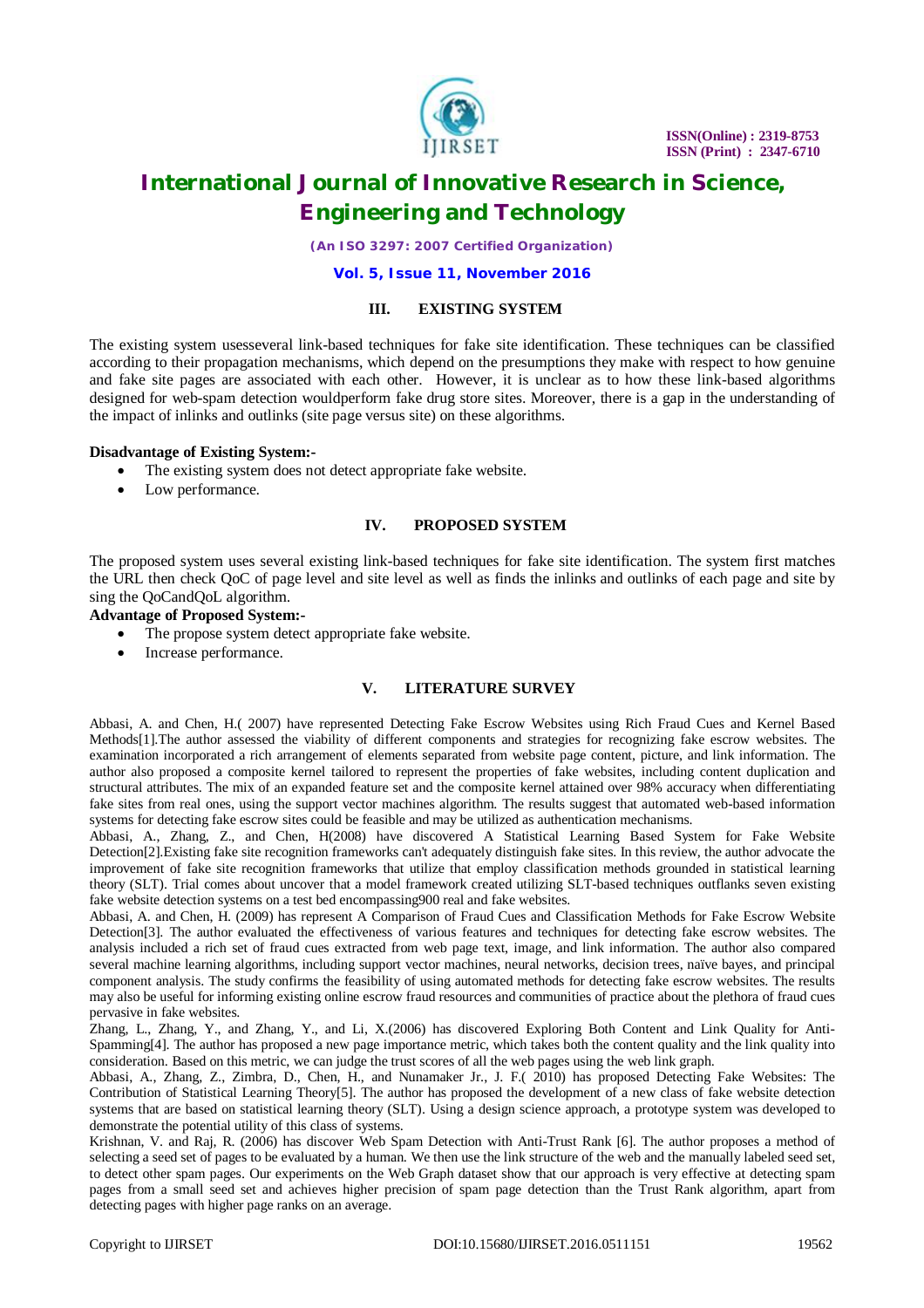## III. EXISTING SYSTEM

The existing system usesseveral link-based techniques for fake site identification. These techniques can be classified according to their propagation mechanisms, which depend on the presumptions they make with respect to how genuine and fake site pages are associated with each other. However, it is unclear as to how these link-based algorithms designed for web-spam detection wouldperform fake drug store sites. Moreover, there is a gap in the understanding of the impact of inlinks and outlinks (site page versus site) on these algorithms.

**Disadvantage of Existing System:-**

- The existing system does not detect appropriate fake website.
- Low performance.

## IV. PROPOSED SYSTEM

The proposed system uses several existing link-based techniques for fake site identification. The system first matches the URL then check QoC of page level and site level as well as finds the inlinks and outlinks of each page and site by sing the QoCandQoL algorithm.

**Advantage of Proposed System:-**

- The propose system detect appropriate fake website.
- Increase performance.

## V. LITERATURE SURVEY

Abbasi, A. and Chen, H.( 2007) have represented Detecting Fake Escrow Websites using Rich Fraud Cues and Kernel Based Methods[1].The author assessed the viability of different components and strategies for recognizing fake escrow websites. The examination incorporated a rich arrangement of elements separated from website page content, picture, and link information. The author also proposed a composite kernel tailored to represent the properties of fake websites, including content duplication and structural attributes. The mix of an expanded feature set and the composite kernel attained over 98% accuracy when differentiating fake sites from real ones, using the support vector machines algorithm. The results suggest that automated web-based information systems for detecting fake escrow sites could be feasible and may be utilized as authentication mechanisms.

Abbasi, A., Zhang, Z., and Chen, H(2008) have discovered A Statistical Learning Based System for Fake Website Detection[2].Existing fake site recognition frameworks can't adequately distinguish fake sites. In this review, the author advocate the improvement of fake site recognition frameworks that utilize that employ classification methods grounded in statistical learning theory (SLT). Trial comes about uncover that a model framework created utilizing SLT-based techniques outflanks seven existing fake website detection systems on a test bed encompassing900 real and fake websites.

Abbasi, A. and Chen, H. (2009) has represent A Comparison of Fraud Cues and Classification Methods for Fake Escrow Website Detection[3]. The author evaluated the effectiveness of various features and techniques for detecting fake escrow websites. The analysis included a rich set of fraud cues extracted from web page text, image, and link information. The author also compared several machine learning algorithms, including support vector machines, neural networks, decision trees, naïve bayes, and principal component analysis. The study confirms the feasibility of using automated methods for detecting fake escrow websites. The results may also be useful for informing existing online escrow fraud resources and communities of practice about the plethora of fraud cues pervasive in fake websites.

Zhang, L., Zhang, Y., and Zhang, Y., and Li, X.(2006) has discovered Exploring Both Content and Link Quality for Anti-Spamming[4]. The author has proposed a new page importance metric, which takes both the content quality and the link quality into consideration. Based on this metric, we can judge the trust scores of all the web pages using the web link graph.

Abbasi, A., Zhang, Z., Zimbra, D., Chen, H., and Nunamaker Jr., J. F.( 2010) has proposed Detecting Fake Websites: The Contribution of Statistical Learning Theory[5]. The author has proposed the development of a new class of fake website detection systems that are based on statistical learning theory (SLT). Using a design science approach, a prototype system was developed to demonstrate the potential utility of this class of systems.

Krishnan, V. and Raj, R. (2006) has discover Web Spam Detection with Anti-Trust Rank [6]. The author proposes a method of selecting a seed set of pages to be evaluated by a human. We then use the link structure of the web and the manually labeled seed set, to detect other spam pages. Our experiments on the Web Graph dataset show that our approach is very effective at detecting spam pages from a small seed set and achieves higher precision of spam page detection than the Trust Rank algorithm, apart from detecting pages with higher page ranks on an average.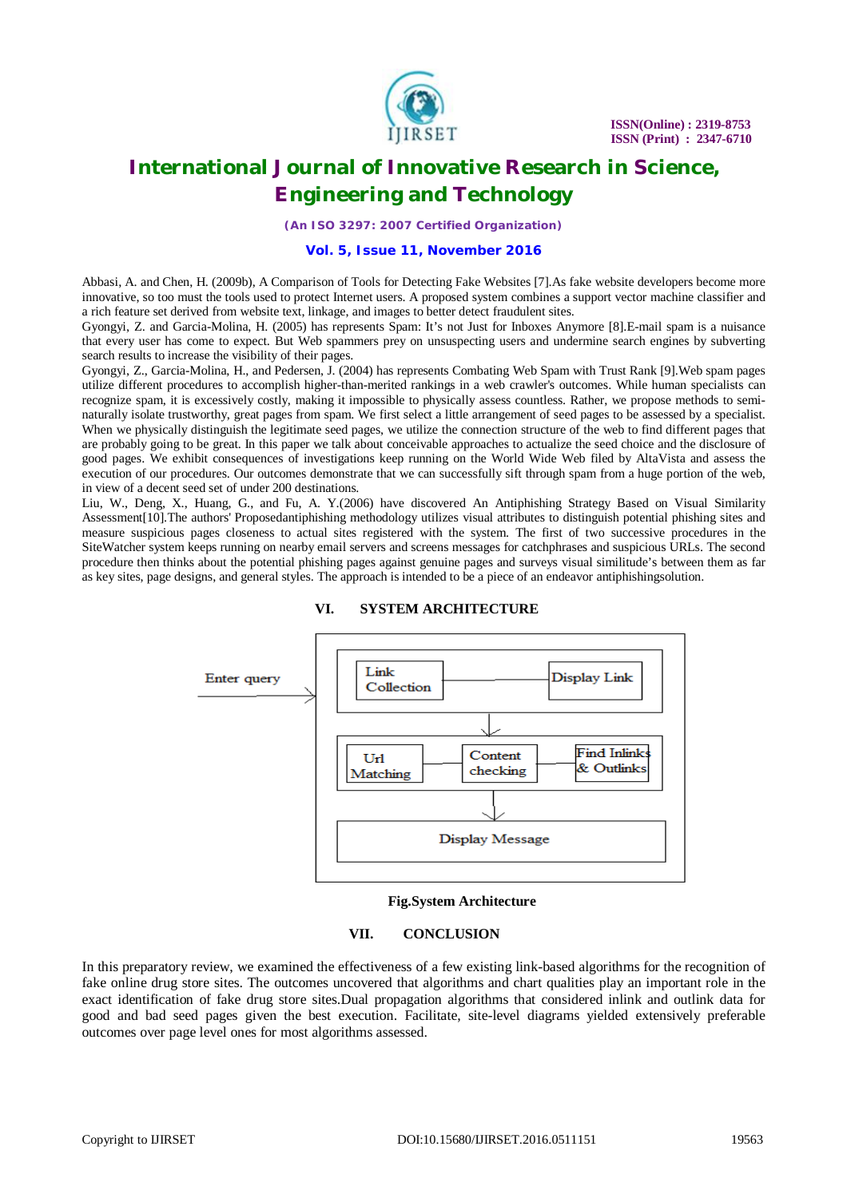Abbasi, A. and Chen, H. (2009b), A Comparison of Tools for Detecting Fake Websites [7].As fake website developers become more innovative, so too must the tools used to protect Internet users. A proposed system combines a support vector machine classifier and a rich feature set derived from website text, linkage, and images to better detect fraudulent sites.

Gyongyi, Z. and Garcia-Molina, H. (2005) has represents Spam: It's not Just for Inboxes Anymore [8].E-mail spam is a nuisance that every user has come to expect. But Web spammers prey on unsuspecting users and undermine search engines by subverting search results to increase the visibility of their pages.

Gyongyi, Z., Garcia-Molina, H., and Pedersen, J. (2004) has represents Combating Web Spam with Trust Rank [9].Web spam pages utilize different procedures to accomplish higher-than-merited rankings in a web crawler's outcomes. While human specialists can recognize spam, it is excessively costly, making it impossible to physically assess countless. Rather, we propose methods to semi-naturally isolate trustworthy, great pages from spam. We first select a little arrangement of seed pages to be assessed by a specialist. When we physically distinguish the legitimate seed pages, we utilize the connection structure of the web to find different pages that are probably going to be great. In this paper we talk about conceivable approaches to actualize the seed choice and the disclosure of good pages. We exhibit consequences of investigations keep running on the World Wide Web filed by AltaVista and assess the execution of our procedures. Our outcomes demonstrate that we can successfully sift through spam from a huge portion of the web, in view of a decent seed set of under 200 destinations.

Liu, W., Deng, X., Huang, G., and Fu, A. Y.(2006) have discovered An Antiphishing Strategy Based on Visual Similarity Assessment[10].The authors' Proposedantiphishing methodology utilizes visual attributes to distinguish potential phishing sites and measure suspicious pages closeness to actual sites registered with the system. The first of two successive procedures in the SiteWatcher system keeps running on nearby email servers and screens messages for catchphrases and suspicious URLs. The second procedure then thinks about the potential phishing pages against genuine pages and surveys visual similitude's between them as far as key sites, page designs, and general styles. The approach is intended to be a piece of an endeavor antiphishingsolution.

## VI. SYSTEM ARCHITECTURE

Enter query

Link Collection → Display Link

Url Matching → Content checking → Find Inlinks & Outlinks

Display Message

**Fig.System Architecture**

## VII. CONCLUSION

In this preparatory review, we examined the effectiveness of a few existing link-based algorithms for the recognition of fake online drug store sites. The outcomes uncovered that algorithms and chart qualities play an important role in the exact identification of fake drug store sites.Dual propagation algorithms that considered inlink and outlink data for good and bad seed pages given the best execution. Facilitate, site-level diagrams yielded extensively preferable outcomes over page level ones for most algorithms assessed.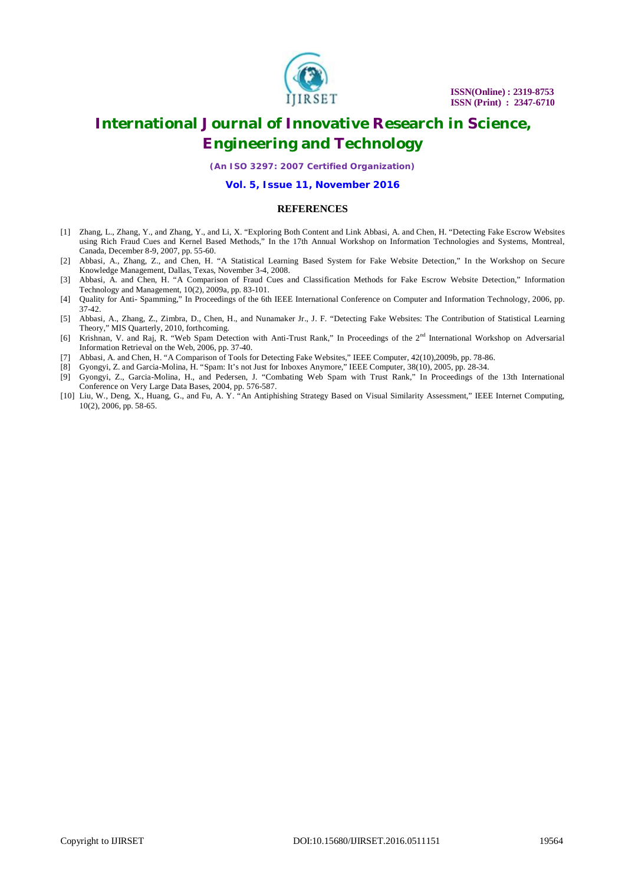## REFERENCES

[1] Zhang, L., Zhang, Y., and Zhang, Y., and Li, X. "Exploring Both Content and Link Abbasi, A. and Chen, H. "Detecting Fake Escrow Websites using Rich Fraud Cues and Kernel Based Methods," In the 17th Annual Workshop on Information Technologies and Systems, Montreal, Canada, December 8-9, 2007, pp. 55-60.

[2] Abbasi, A., Zhang, Z., and Chen, H. "A Statistical Learning Based System for Fake Website Detection," In the Workshop on Secure Knowledge Management, Dallas, Texas, November 3-4, 2008.

[3] Abbasi, A. and Chen, H. "A Comparison of Fraud Cues and Classification Methods for Fake Escrow Website Detection," Information Technology and Management, 10(2), 2009a, pp. 83-101.

[4] Quality for Anti- Spamming," In Proceedings of the 6th IEEE International Conference on Computer and Information Technology, 2006, pp. 37-42.

[5] Abbasi, A., Zhang, Z., Zimbra, D., Chen, H., and Nunamaker Jr., J. F. "Detecting Fake Websites: The Contribution of Statistical Learning Theory," MIS Quarterly, 2010, forthcoming.

[6] Krishnan, V. and Raj, R. "Web Spam Detection with Anti-Trust Rank," In Proceedings of the 2nd International Workshop on Adversarial Information Retrieval on the Web, 2006, pp. 37-40.

[7] Abbasi, A. and Chen, H. "A Comparison of Tools for Detecting Fake Websites," IEEE Computer, 42(10),2009b, pp. 78-86.

[8] Gyongyi, Z. and Garcia-Molina, H. "Spam: It's not Just for Inboxes Anymore," IEEE Computer, 38(10), 2005, pp. 28-34.

[9] Gyongyi, Z., Garcia-Molina, H., and Pedersen, J. "Combating Web Spam with Trust Rank," In Proceedings of the 13th International Conference on Very Large Data Bases, 2004, pp. 576-587.

[10] Liu, W., Deng, X., Huang, G., and Fu, A. Y. "An Antiphishing Strategy Based on Visual Similarity Assessment," IEEE Internet Computing, 10(2), 2006, pp. 58-65.